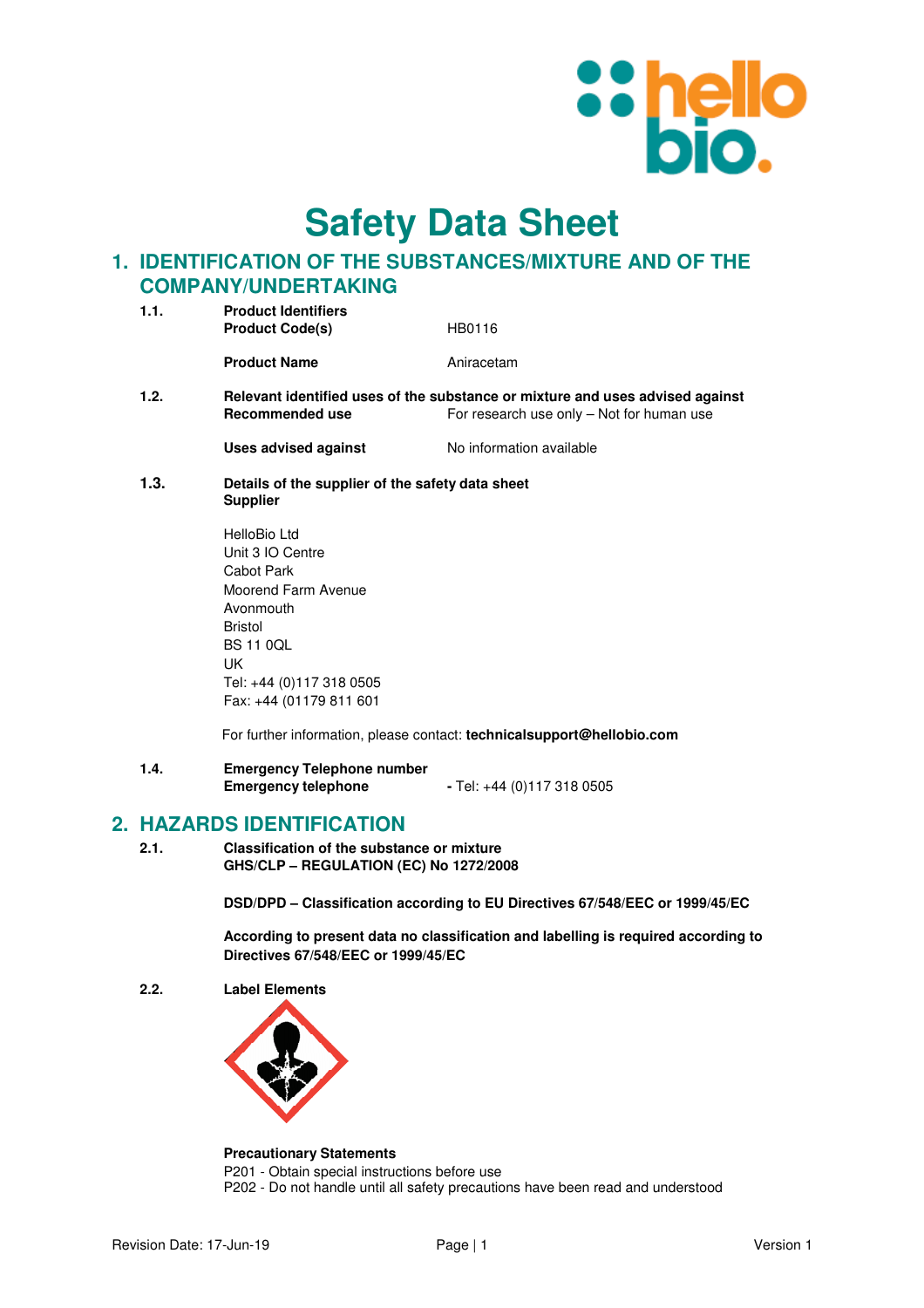# Safety Data Sheet

## 1. IDENTIFICATION OF THE SUBSTANCES/MIXTURE AND OF THE COMPANY/UNDERTAKING

**1.1. Product Identifiers**

**Product Code(s)** HB0116

**Product Name** Aniracetam

**1.2. Relevant identified uses of the substance or mixture and uses advised against**

**Recommended use** For research use only – Not for human use

**Uses advised against** No information available

**1.3. Details of the supplier of the safety data sheet**

**Supplier**

HelloBio Ltd
Unit 3 IO Centre
Cabot Park
Moorend Farm Avenue
Avonmouth
Bristol
BS 11 0QL
UK
Tel: +44 (0)117 318 0505
Fax: +44 (01179 811 601

For further information, please contact: **technicalsupport@hellobio.com**

**1.4. Emergency Telephone number**

**Emergency telephone** **-** Tel: +44 (0)117 318 0505

## 2. HAZARDS IDENTIFICATION

**2.1. Classification of the substance or mixture**

**GHS/CLP – REGULATION (EC) No 1272/2008**

**DSD/DPD – Classification according to EU Directives 67/548/EEC or 1999/45/EC**

**According to present data no classification and labelling is required according to Directives 67/548/EEC or 1999/45/EC**

**2.2. Label Elements**

**Precautionary Statements**

P201 - Obtain special instructions before use
P202 - Do not handle until all safety precautions have been read and understood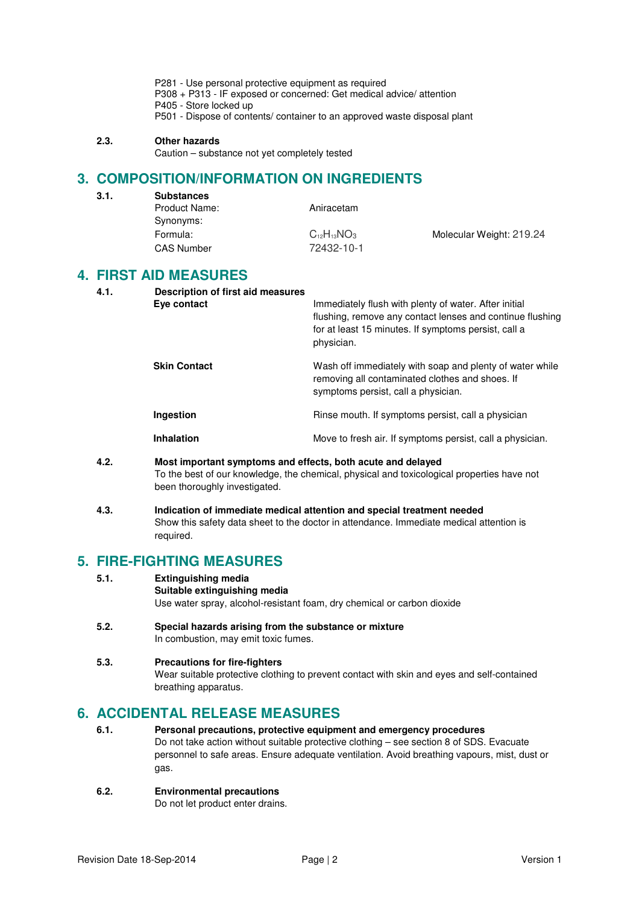P281 - Use personal protective equipment as required
P308 + P313 - IF exposed or concerned: Get medical advice/ attention
P405 - Store locked up
P501 - Dispose of contents/ container to an approved waste disposal plant

**2.3. Other hazards**

Caution – substance not yet completely tested

## 3. COMPOSITION/INFORMATION ON INGREDIENTS

**3.1. Substances**

| | | |
|---|---|---|
| Product Name: | Aniracetam | |
| Synonyms: | | |
| Formula: | $C_{12}H_{13}NO_3$ | Molecular Weight: 219.24 |
| CAS Number | 72432-10-1 | |

## 4. FIRST AID MEASURES

**4.1. Description of first aid measures**

| | |
|---|---|
| **Eye contact** | Immediately flush with plenty of water. After initial flushing, remove any contact lenses and continue flushing for at least 15 minutes. If symptoms persist, call a physician. |
| **Skin Contact** | Wash off immediately with soap and plenty of water while removing all contaminated clothes and shoes. If symptoms persist, call a physician. |
| **Ingestion** | Rinse mouth. If symptoms persist, call a physician |
| **Inhalation** | Move to fresh air. If symptoms persist, call a physician. |

**4.2. Most important symptoms and effects, both acute and delayed**

To the best of our knowledge, the chemical, physical and toxicological properties have not been thoroughly investigated.

**4.3. Indication of immediate medical attention and special treatment needed**

Show this safety data sheet to the doctor in attendance. Immediate medical attention is required.

## 5. FIRE-FIGHTING MEASURES

**5.1. Extinguishing media**

**Suitable extinguishing media**

Use water spray, alcohol-resistant foam, dry chemical or carbon dioxide

**5.2. Special hazards arising from the substance or mixture**

In combustion, may emit toxic fumes.

**5.3. Precautions for fire-fighters**

Wear suitable protective clothing to prevent contact with skin and eyes and self-contained breathing apparatus.

## 6. ACCIDENTAL RELEASE MEASURES

**6.1. Personal precautions, protective equipment and emergency procedures**

Do not take action without suitable protective clothing – see section 8 of SDS. Evacuate personnel to safe areas. Ensure adequate ventilation. Avoid breathing vapours, mist, dust or gas.

**6.2. Environmental precautions**

Do not let product enter drains.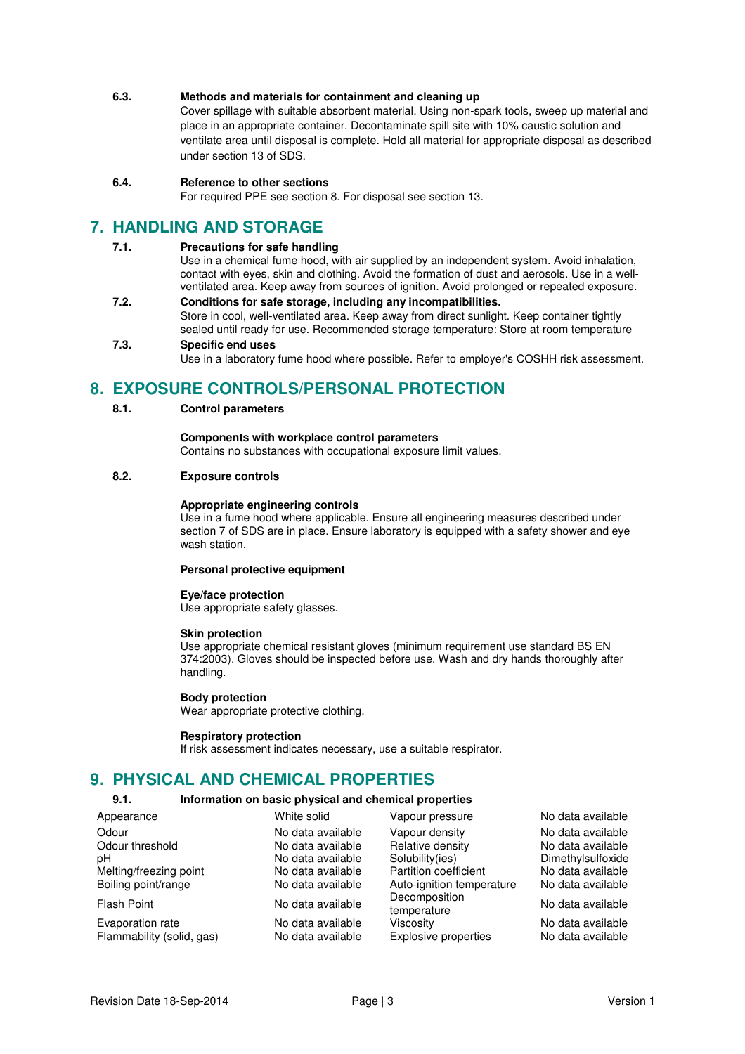### 6.3. Methods and materials for containment and cleaning up

Cover spillage with suitable absorbent material. Using non-spark tools, sweep up material and place in an appropriate container. Decontaminate spill site with 10% caustic solution and ventilate area until disposal is complete. Hold all material for appropriate disposal as described under section 13 of SDS.

### 6.4. Reference to other sections

For required PPE see section 8. For disposal see section 13.

## 7. HANDLING AND STORAGE

### 7.1. Precautions for safe handling

Use in a chemical fume hood, with air supplied by an independent system. Avoid inhalation, contact with eyes, skin and clothing. Avoid the formation of dust and aerosols. Use in a well-ventilated area. Keep away from sources of ignition. Avoid prolonged or repeated exposure.

### 7.2. Conditions for safe storage, including any incompatibilities.

Store in cool, well-ventilated area. Keep away from direct sunlight. Keep container tightly sealed until ready for use. Recommended storage temperature: Store at room temperature

### 7.3. Specific end uses

Use in a laboratory fume hood where possible. Refer to employer's COSHH risk assessment.

## 8. EXPOSURE CONTROLS/PERSONAL PROTECTION

### 8.1. Control parameters

**Components with workplace control parameters**
Contains no substances with occupational exposure limit values.

### 8.2. Exposure controls

**Appropriate engineering controls**
Use in a fume hood where applicable. Ensure all engineering measures described under section 7 of SDS are in place. Ensure laboratory is equipped with a safety shower and eye wash station.

**Personal protective equipment**

**Eye/face protection**
Use appropriate safety glasses.

**Skin protection**
Use appropriate chemical resistant gloves (minimum requirement use standard BS EN 374:2003). Gloves should be inspected before use. Wash and dry hands thoroughly after handling.

**Body protection**
Wear appropriate protective clothing.

**Respiratory protection**
If risk assessment indicates necessary, use a suitable respirator.

## 9. PHYSICAL AND CHEMICAL PROPERTIES

### 9.1. Information on basic physical and chemical properties

| Property | Value | Property | Value |
|---|---|---|---|
| Appearance | White solid | Vapour pressure | No data available |
| Odour | No data available | Vapour density | No data available |
| Odour threshold | No data available | Relative density | No data available |
| pH | No data available | Solubility(ies) | Dimethylsulfoxide |
| Melting/freezing point | No data available | Partition coefficient | No data available |
| Boiling point/range | No data available | Auto-ignition temperature | No data available |
| Flash Point | No data available | Decomposition temperature | No data available |
| Evaporation rate | No data available | Viscosity | No data available |
| Flammability (solid, gas) | No data available | Explosive properties | No data available |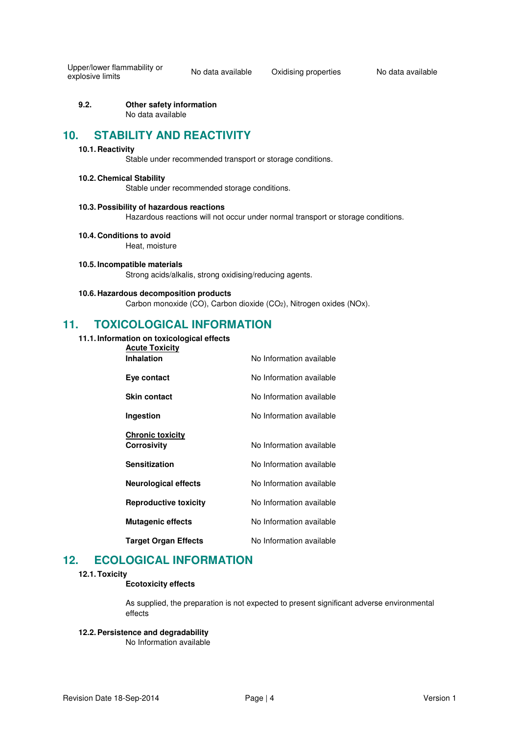| Upper/lower flammability or explosive limits | No data available | Oxidising properties | No data available |
|---|---|---|---|

**9.2. Other safety information**

No data available

## 10. STABILITY AND REACTIVITY

**10.1. Reactivity**

Stable under recommended transport or storage conditions.

**10.2. Chemical Stability**

Stable under recommended storage conditions.

**10.3. Possibility of hazardous reactions**

Hazardous reactions will not occur under normal transport or storage conditions.

**10.4. Conditions to avoid**

Heat, moisture

**10.5. Incompatible materials**

Strong acids/alkalis, strong oxidising/reducing agents.

**10.6. Hazardous decomposition products**

Carbon monoxide (CO), Carbon dioxide ($CO_2$), Nitrogen oxides ($NO_x$).

## 11. TOXICOLOGICAL INFORMATION

**11.1. Information on toxicological effects**

**Acute Toxicity**

| | |
|---|---|
| **Inhalation** | No Information available |
| **Eye contact** | No Information available |
| **Skin contact** | No Information available |
| **Ingestion** | No Information available |

**Chronic toxicity**

| | |
|---|---|
| **Corrosivity** | No Information available |
| **Sensitization** | No Information available |
| **Neurological effects** | No Information available |
| **Reproductive toxicity** | No Information available |
| **Mutagenic effects** | No Information available |
| **Target Organ Effects** | No Information available |

## 12. ECOLOGICAL INFORMATION

**12.1. Toxicity**

**Ecotoxicity effects**

As supplied, the preparation is not expected to present significant adverse environmental effects

**12.2. Persistence and degradability**

No Information available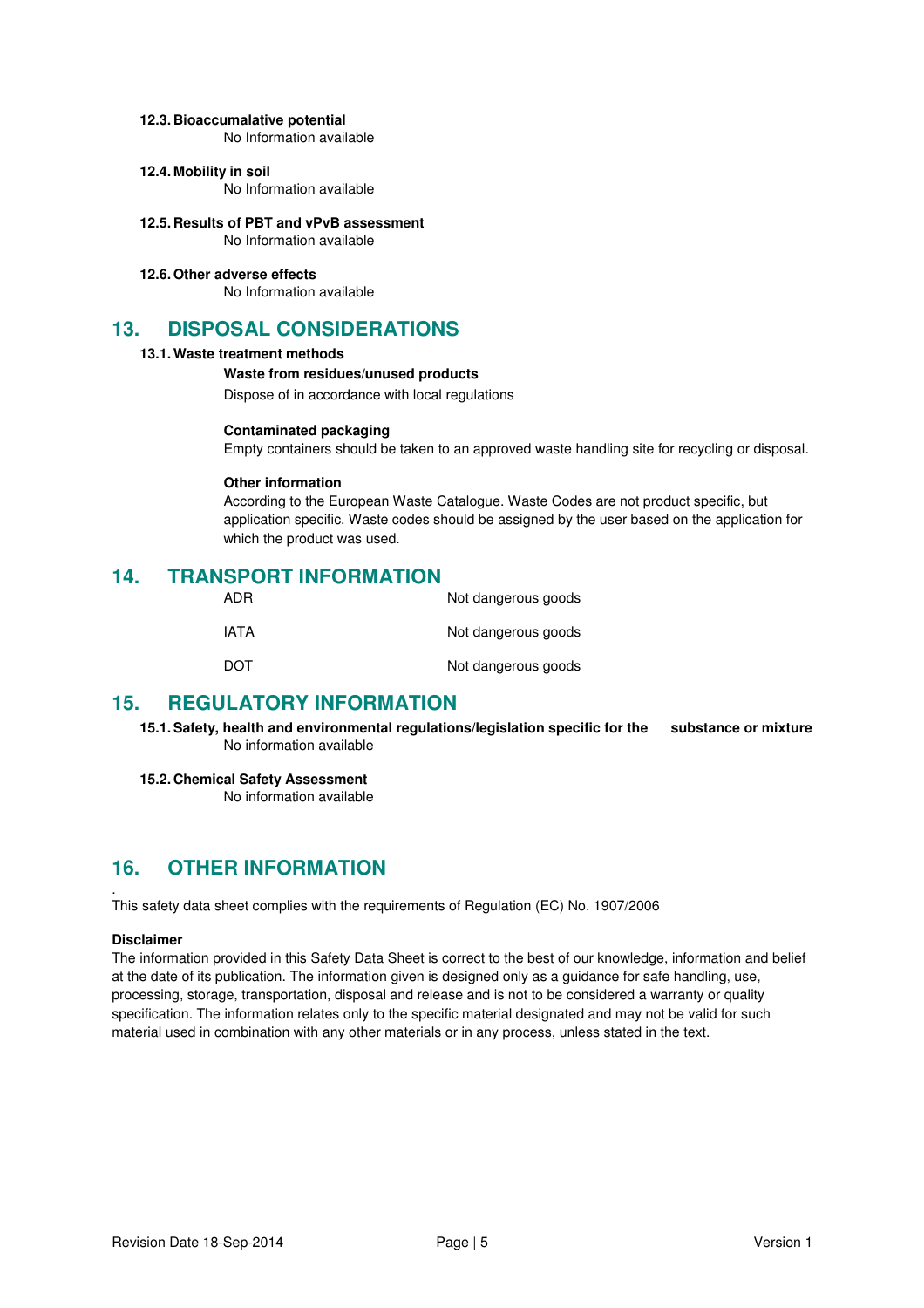### 12.3. Bioaccumalative potential

No Information available

### 12.4. Mobility in soil

No Information available

### 12.5. Results of PBT and vPvB assessment

No Information available

### 12.6. Other adverse effects

No Information available

## 13. DISPOSAL CONSIDERATIONS

### 13.1. Waste treatment methods

**Waste from residues/unused products**

Dispose of in accordance with local regulations

**Contaminated packaging**

Empty containers should be taken to an approved waste handling site for recycling or disposal.

**Other information**

According to the European Waste Catalogue. Waste Codes are not product specific, but application specific. Waste codes should be assigned by the user based on the application for which the product was used.

## 14. TRANSPORT INFORMATION

| | |
|---|---|
| ADR | Not dangerous goods |
| IATA | Not dangerous goods |
| DOT | Not dangerous goods |

## 15. REGULATORY INFORMATION

### 15.1. Safety, health and environmental regulations/legislation specific for the substance or mixture

No information available

### 15.2. Chemical Safety Assessment

No information available

## 16. OTHER INFORMATION

.
This safety data sheet complies with the requirements of Regulation (EC) No. 1907/2006

**Disclaimer**

The information provided in this Safety Data Sheet is correct to the best of our knowledge, information and belief at the date of its publication. The information given is designed only as a guidance for safe handling, use, processing, storage, transportation, disposal and release and is not to be considered a warranty or quality specification. The information relates only to the specific material designated and may not be valid for such material used in combination with any other materials or in any process, unless stated in the text.

Revision Date 18-Sep-2014 Version 1